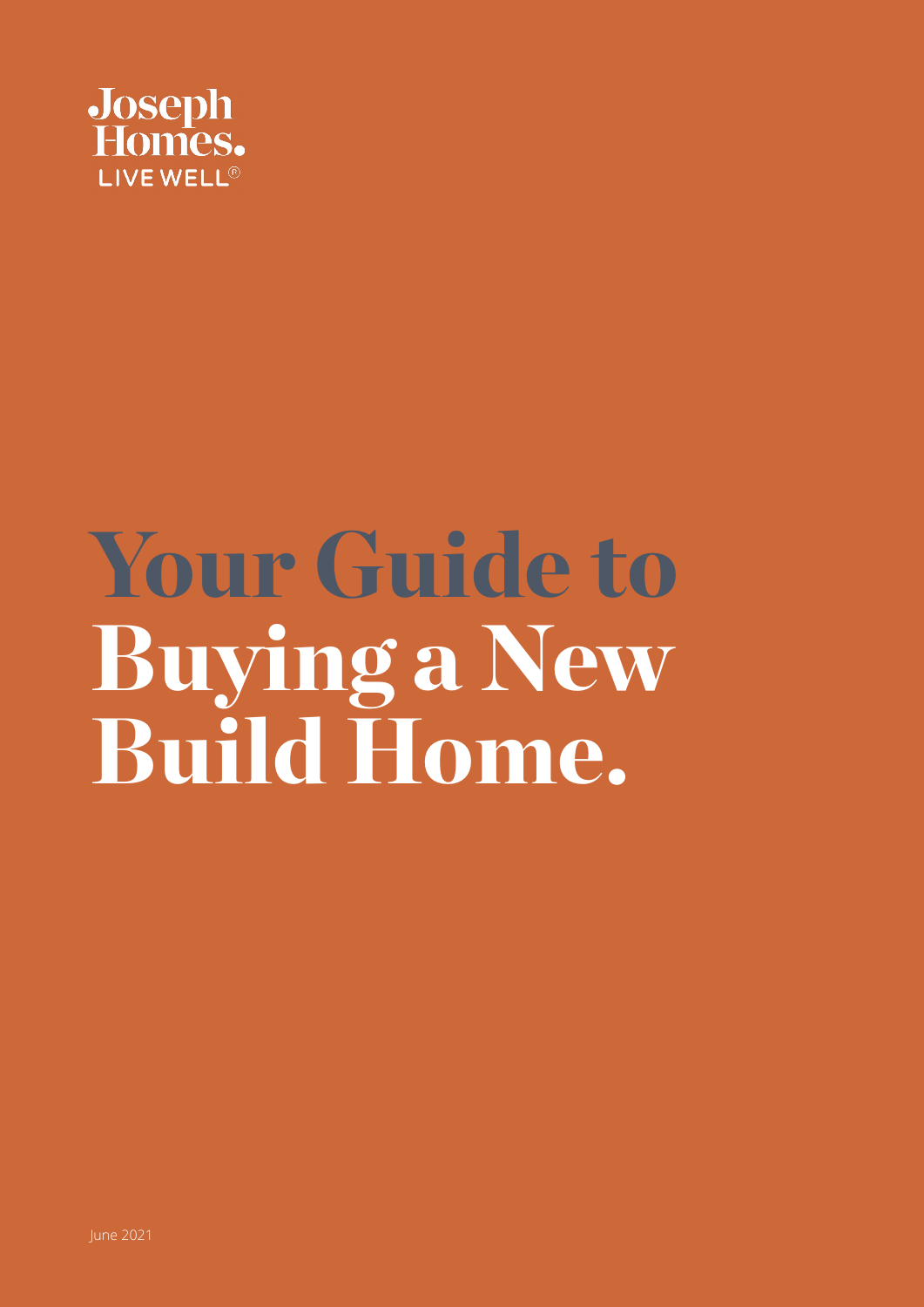Joseph Homes.
LIVE WELL®

# Your Guide to Buying a New Build Home.

June 2021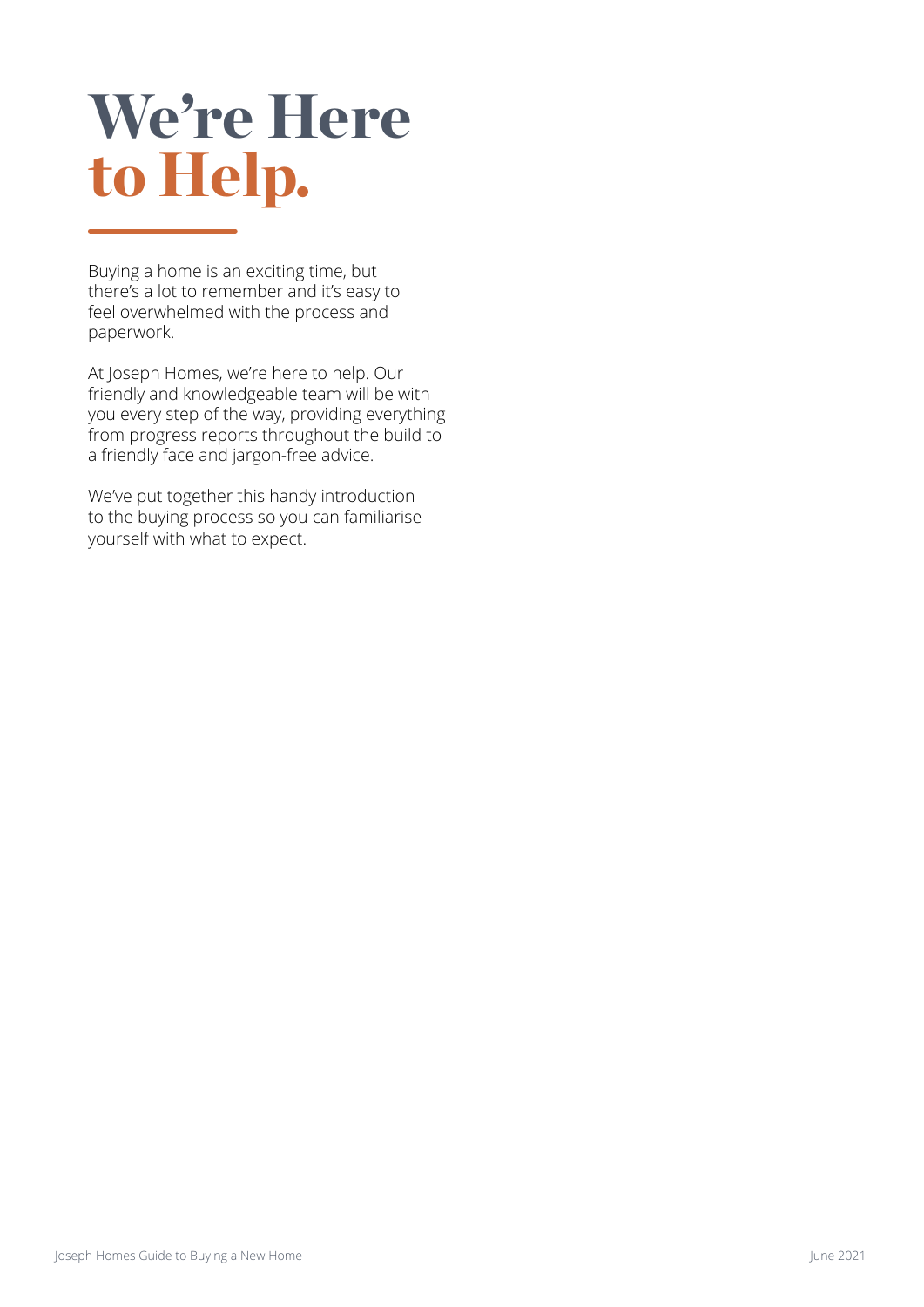# We're Here to Help.

Buying a home is an exciting time, but there's a lot to remember and it's easy to feel overwhelmed with the process and paperwork.

At Joseph Homes, we're here to help. Our friendly and knowledgeable team will be with you every step of the way, providing everything from progress reports throughout the build to a friendly face and jargon-free advice.

We've put together this handy introduction to the buying process so you can familiarise yourself with what to expect.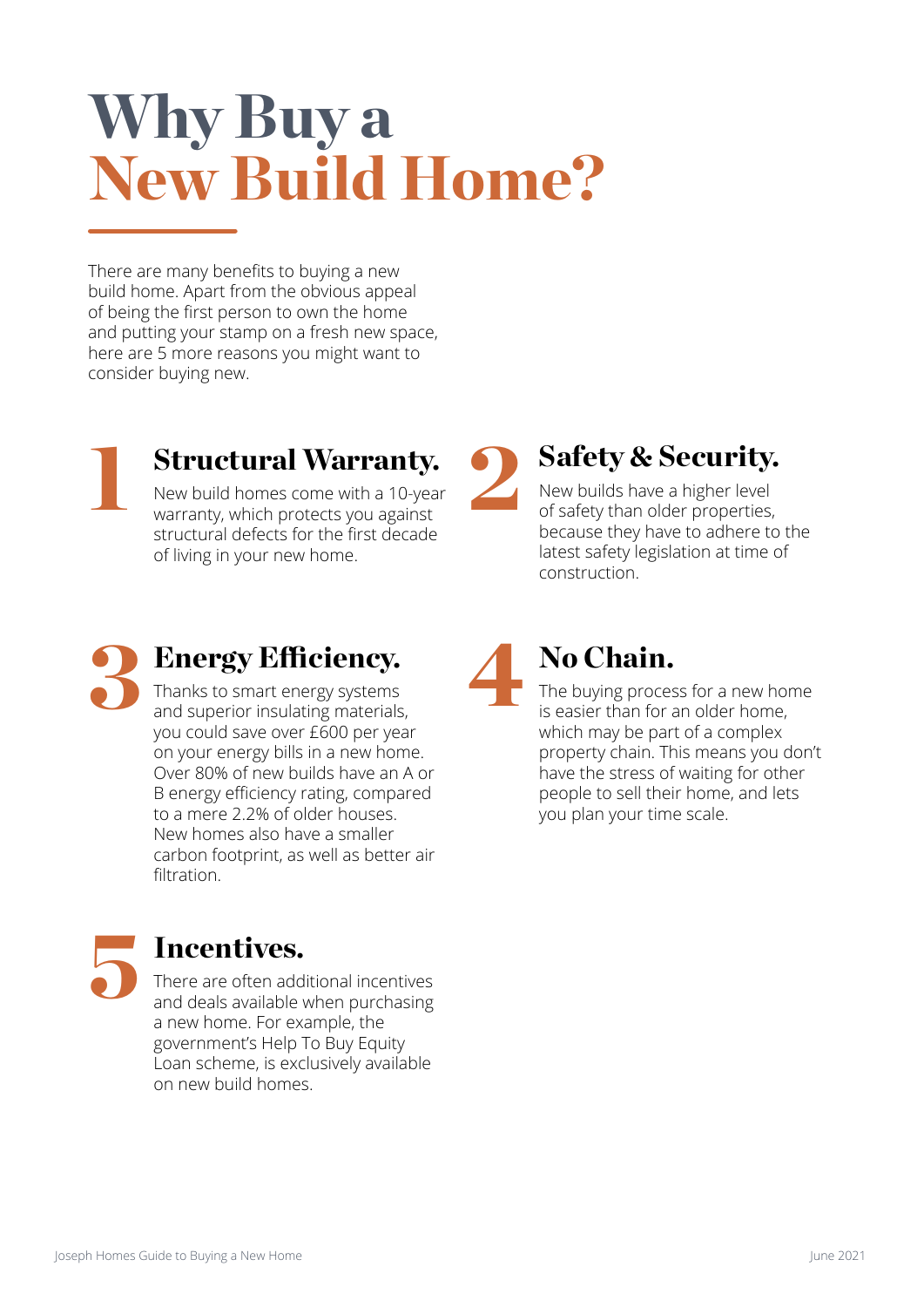# Why Buy a New Build Home?

There are many benefits to buying a new build home. Apart from the obvious appeal of being the first person to own the home and putting your stamp on a fresh new space, here are 5 more reasons you might want to consider buying new.

## 1 Structural Warranty.

New build homes come with a 10-year warranty, which protects you against structural defects for the first decade of living in your new home.

## 2 Safety & Security.

New builds have a higher level of safety than older properties, because they have to adhere to the latest safety legislation at time of construction.

## 3 Energy Efficiency.

Thanks to smart energy systems and superior insulating materials, you could save over £600 per year on your energy bills in a new home. Over 80% of new builds have an A or B energy efficiency rating, compared to a mere 2.2% of older houses. New homes also have a smaller carbon footprint, as well as better air filtration.

## 4 No Chain.

The buying process for a new home is easier than for an older home, which may be part of a complex property chain. This means you don't have the stress of waiting for other people to sell their home, and lets you plan your time scale.

## 5 Incentives.

There are often additional incentives and deals available when purchasing a new home. For example, the government's Help To Buy Equity Loan scheme, is exclusively available on new build homes.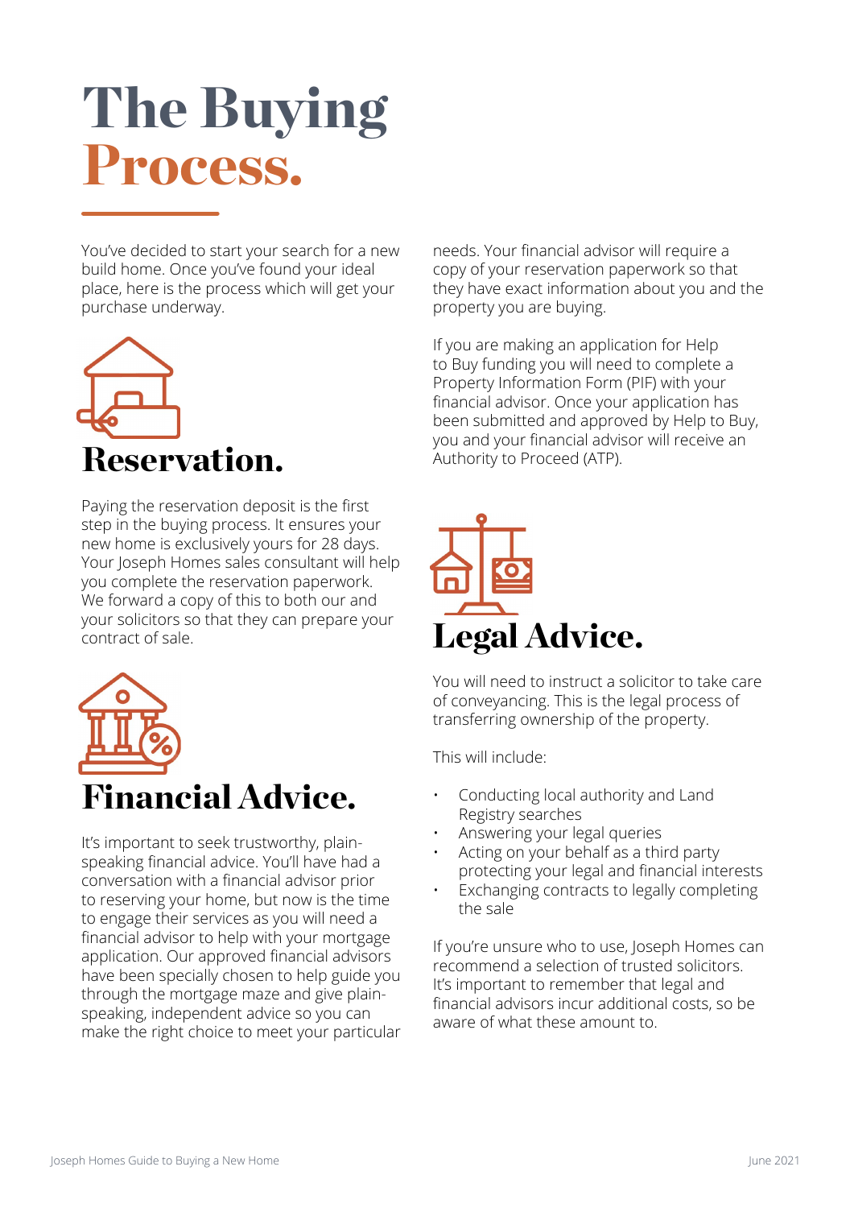# The Buying Process.

You've decided to start your search for a new build home. Once you've found your ideal place, here is the process which will get your purchase underway.

## Reservation.

Paying the reservation deposit is the first step in the buying process. It ensures your new home is exclusively yours for 28 days. Your Joseph Homes sales consultant will help you complete the reservation paperwork. We forward a copy of this to both our and your solicitors so that they can prepare your contract of sale.

## Financial Advice.

It's important to seek trustworthy, plain-speaking financial advice. You'll have had a conversation with a financial advisor prior to reserving your home, but now is the time to engage their services as you will need a financial advisor to help with your mortgage application. Our approved financial advisors have been specially chosen to help guide you through the mortgage maze and give plain-speaking, independent advice so you can make the right choice to meet your particular needs. Your financial advisor will require a copy of your reservation paperwork so that they have exact information about you and the property you are buying.

If you are making an application for Help to Buy funding you will need to complete a Property Information Form (PIF) with your financial advisor. Once your application has been submitted and approved by Help to Buy, you and your financial advisor will receive an Authority to Proceed (ATP).

## Legal Advice.

You will need to instruct a solicitor to take care of conveyancing. This is the legal process of transferring ownership of the property.

This will include:

- Conducting local authority and Land Registry searches
- Answering your legal queries
- Acting on your behalf as a third party protecting your legal and financial interests
- Exchanging contracts to legally completing the sale

If you're unsure who to use, Joseph Homes can recommend a selection of trusted solicitors. It's important to remember that legal and financial advisors incur additional costs, so be aware of what these amount to.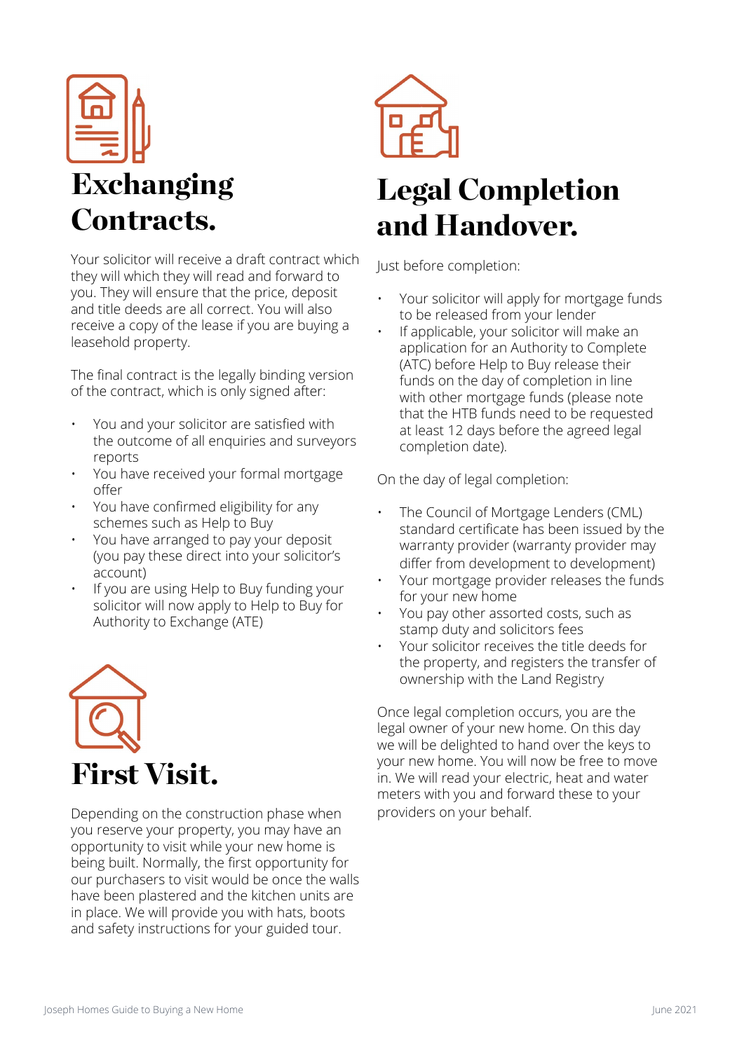# Exchanging Contracts.

Your solicitor will receive a draft contract which they will which they will read and forward to you. They will ensure that the price, deposit and title deeds are all correct. You will also receive a copy of the lease if you are buying a leasehold property.

The final contract is the legally binding version of the contract, which is only signed after:

- You and your solicitor are satisfied with the outcome of all enquiries and surveyors reports
- You have received your formal mortgage offer
- You have confirmed eligibility for any schemes such as Help to Buy
- You have arranged to pay your deposit (you pay these direct into your solicitor's account)
- If you are using Help to Buy funding your solicitor will now apply to Help to Buy for Authority to Exchange (ATE)

# First Visit.

Depending on the construction phase when you reserve your property, you may have an opportunity to visit while your new home is being built. Normally, the first opportunity for our purchasers to visit would be once the walls have been plastered and the kitchen units are in place. We will provide you with hats, boots and safety instructions for your guided tour.

# Legal Completion and Handover.

Just before completion:

- Your solicitor will apply for mortgage funds to be released from your lender
- If applicable, your solicitor will make an application for an Authority to Complete (ATC) before Help to Buy release their funds on the day of completion in line with other mortgage funds (please note that the HTB funds need to be requested at least 12 days before the agreed legal completion date).

On the day of legal completion:

- The Council of Mortgage Lenders (CML) standard certificate has been issued by the warranty provider (warranty provider may differ from development to development)
- Your mortgage provider releases the funds for your new home
- You pay other assorted costs, such as stamp duty and solicitors fees
- Your solicitor receives the title deeds for the property, and registers the transfer of ownership with the Land Registry

Once legal completion occurs, you are the legal owner of your new home. On this day we will be delighted to hand over the keys to your new home. You will now be free to move in. We will read your electric, heat and water meters with you and forward these to your providers on your behalf.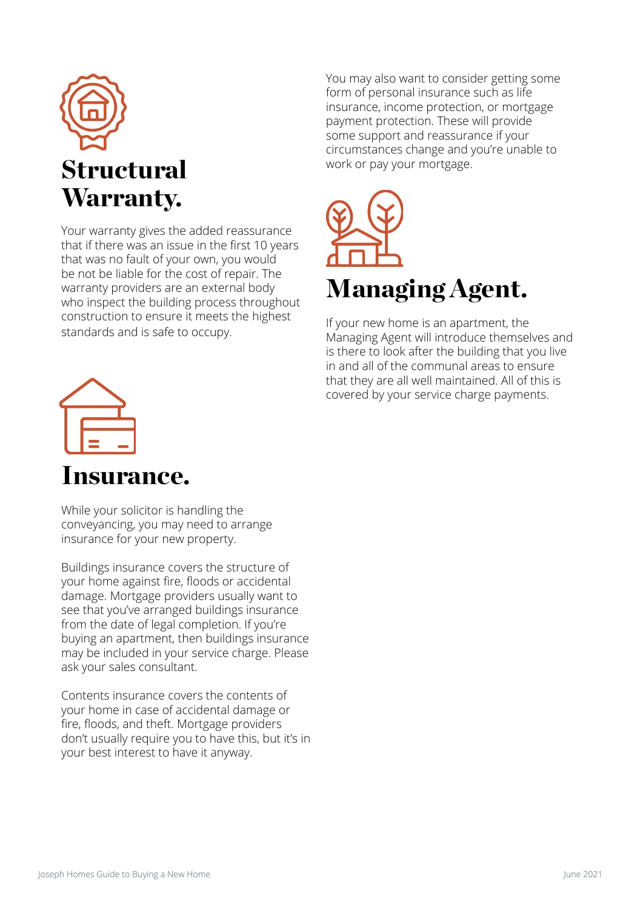## Structural Warranty.

Your warranty gives the added reassurance that if there was an issue in the first 10 years that was no fault of your own, you would be not be liable for the cost of repair. The warranty providers are an external body who inspect the building process throughout construction to ensure it meets the highest standards and is safe to occupy.

## Insurance.

While your solicitor is handling the conveyancing, you may need to arrange insurance for your new property.

Buildings insurance covers the structure of your home against fire, floods or accidental damage. Mortgage providers usually want to see that you've arranged buildings insurance from the date of legal completion. If you're buying an apartment, then buildings insurance may be included in your service charge. Please ask your sales consultant.

Contents insurance covers the contents of your home in case of accidental damage or fire, floods, and theft. Mortgage providers don't usually require you to have this, but it's in your best interest to have it anyway.

You may also want to consider getting some form of personal insurance such as life insurance, income protection, or mortgage payment protection. These will provide some support and reassurance if your circumstances change and you're unable to work or pay your mortgage.

## Managing Agent.

If your new home is an apartment, the Managing Agent will introduce themselves and is there to look after the building that you live in and all of the communal areas to ensure that they are all well maintained. All of this is covered by your service charge payments.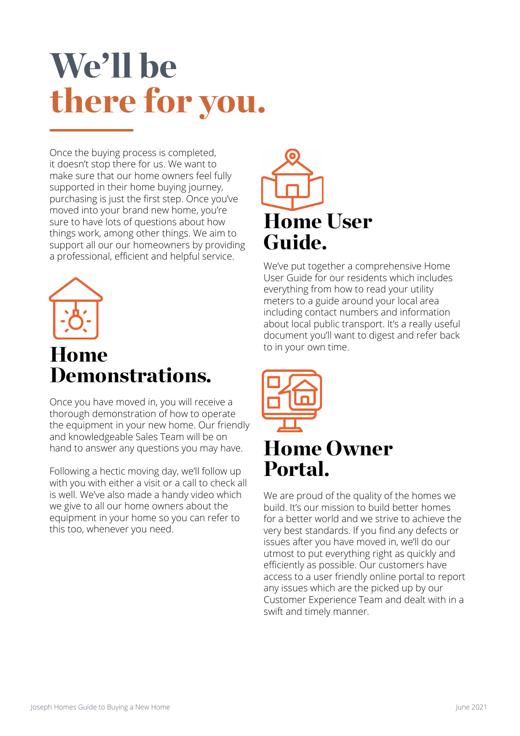# We'll be there for you.

Once the buying process is completed, it doesn't stop there for us. We want to make sure that our home owners feel fully supported in their home buying journey, purchasing is just the first step. Once you've moved into your brand new home, you're sure to have lots of questions about how things work, among other things. We aim to support all our our homeowners by providing a professional, efficient and helpful service.

## Home Demonstrations.

Once you have moved in, you will receive a thorough demonstration of how to operate the equipment in your new home. Our friendly and knowledgeable Sales Team will be on hand to answer any questions you may have.

Following a hectic moving day, we'll follow up with you with either a visit or a call to check all is well. We've also made a handy video which we give to all our home owners about the equipment in your home so you can refer to this too, whenever you need.

## Home User Guide.

We've put together a comprehensive Home User Guide for our residents which includes everything from how to read your utility meters to a guide around your local area including contact numbers and information about local public transport. It's a really useful document you'll want to digest and refer back to in your own time.

## Home Owner Portal.

We are proud of the quality of the homes we build. It's our mission to build better homes for a better world and we strive to achieve the very best standards. If you find any defects or issues after you have moved in, we'll do our utmost to put everything right as quickly and efficiently as possible. Our customers have access to a user friendly online portal to report any issues which are the picked up by our Customer Experience Team and dealt with in a swift and timely manner.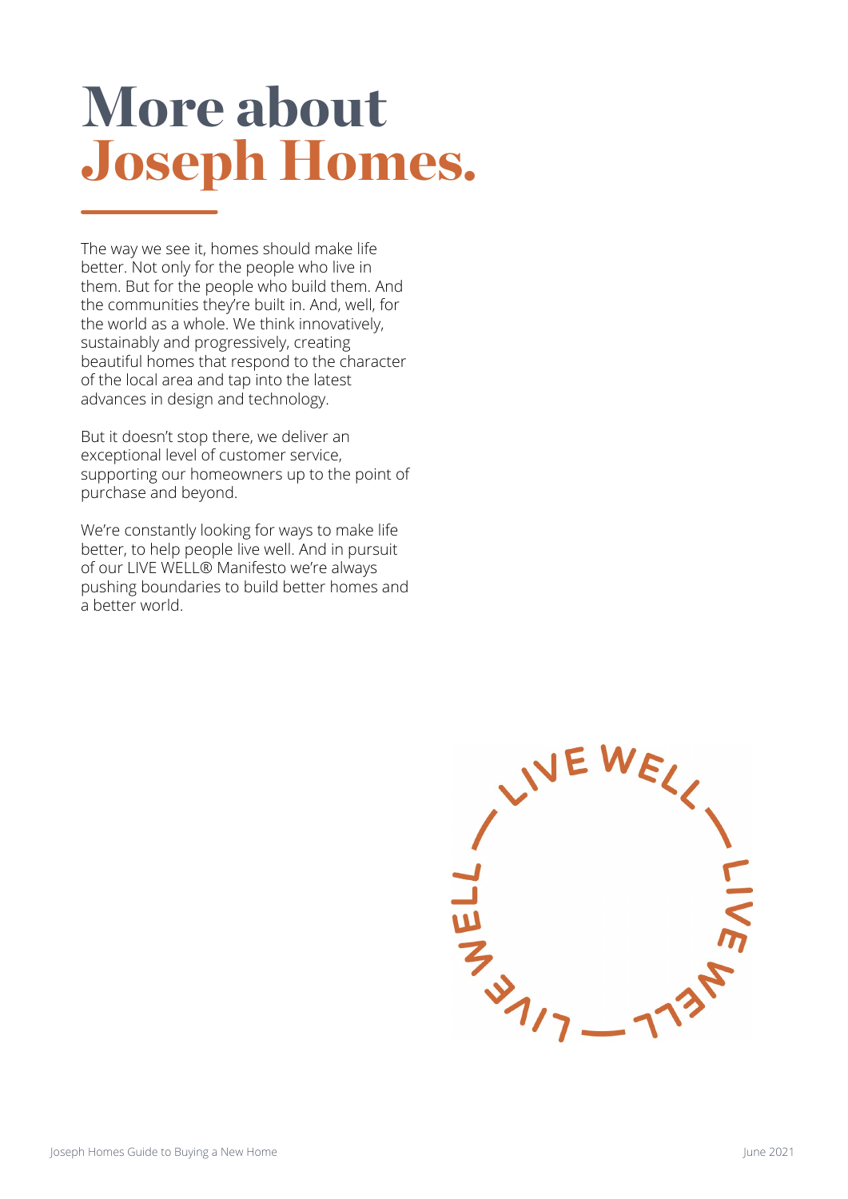# More about Joseph Homes.

The way we see it, homes should make life better. Not only for the people who live in them. But for the people who build them. And the communities they're built in. And, well, for the world as a whole. We think innovatively, sustainably and progressively, creating beautiful homes that respond to the character of the local area and tap into the latest advances in design and technology.

But it doesn't stop there, we deliver an exceptional level of customer service, supporting our homeowners up to the point of purchase and beyond.

We're constantly looking for ways to make life better, to help people live well. And in pursuit of our LIVE WELL® Manifesto we're always pushing boundaries to build better homes and a better world.

LIVE WELL — LIVE WELL — LIVE WELL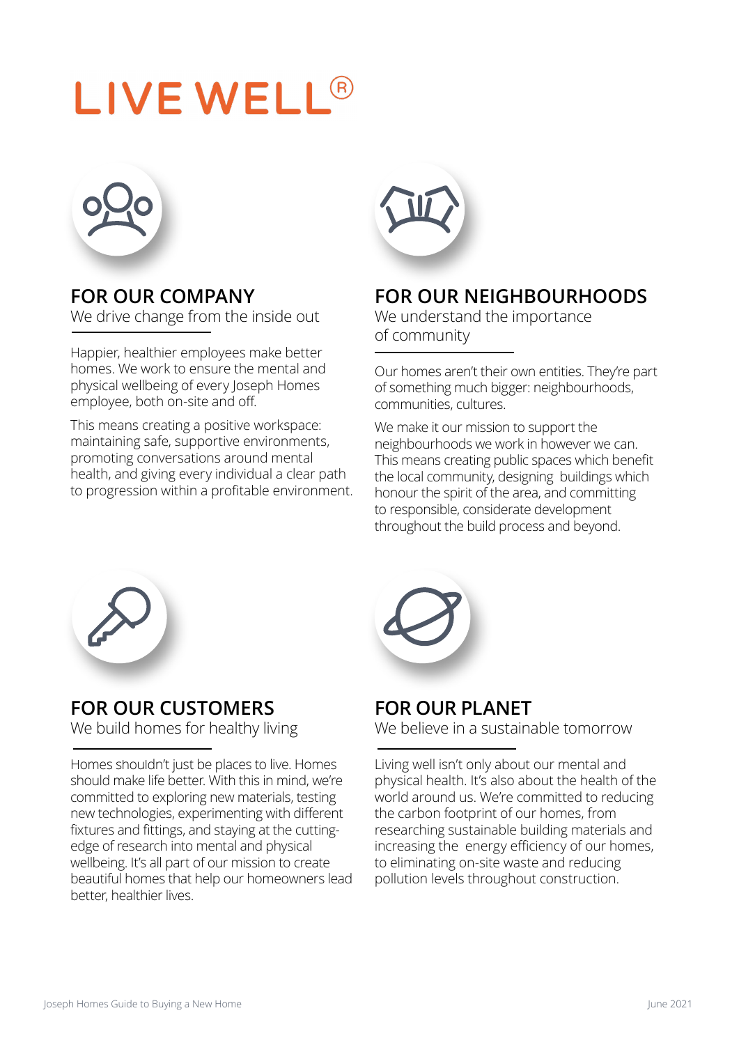# LIVE WELL®

## FOR OUR COMPANY

We drive change from the inside out

Happier, healthier employees make better homes. We work to ensure the mental and physical wellbeing of every Joseph Homes employee, both on-site and off.

This means creating a positive workspace: maintaining safe, supportive environments, promoting conversations around mental health, and giving every individual a clear path to progression within a profitable environment.

## FOR OUR NEIGHBOURHOODS

We understand the importance of community

Our homes aren't their own entities. They're part of something much bigger: neighbourhoods, communities, cultures.

We make it our mission to support the neighbourhoods we work in however we can. This means creating public spaces which benefit the local community, designing buildings which honour the spirit of the area, and committing to responsible, considerate development throughout the build process and beyond.

## FOR OUR CUSTOMERS

We build homes for healthy living

Homes shouldn't just be places to live. Homes should make life better. With this in mind, we're committed to exploring new materials, testing new technologies, experimenting with different fixtures and fittings, and staying at the cutting-edge of research into mental and physical wellbeing. It's all part of our mission to create beautiful homes that help our homeowners lead better, healthier lives.

## FOR OUR PLANET

We believe in a sustainable tomorrow

Living well isn't only about our mental and physical health. It's also about the health of the world around us. We're committed to reducing the carbon footprint of our homes, from researching sustainable building materials and increasing the energy efficiency of our homes, to eliminating on-site waste and reducing pollution levels throughout construction.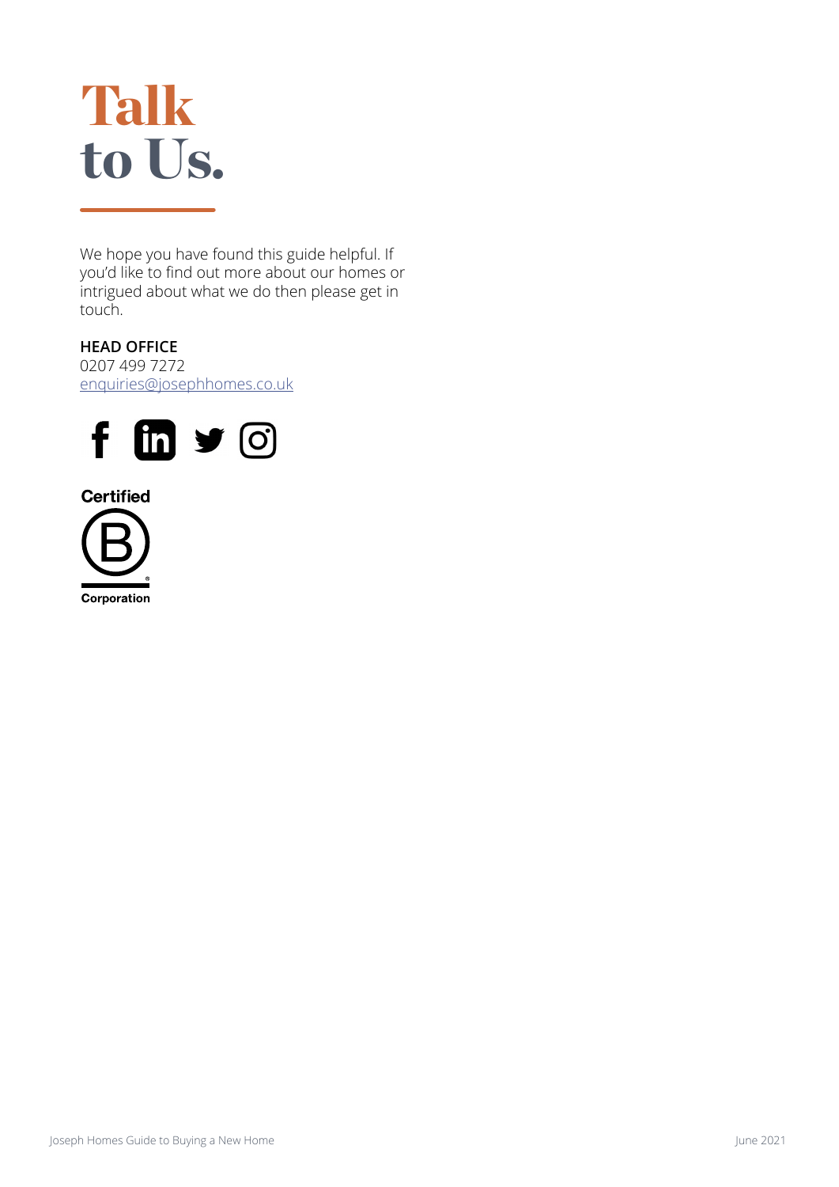# Talk to Us.

We hope you have found this guide helpful. If you'd like to find out more about our homes or intrigued about what we do then please get in touch.

**HEAD OFFICE**
0207 499 7272
enquiries@josephhomes.co.uk

Certified

Corporation